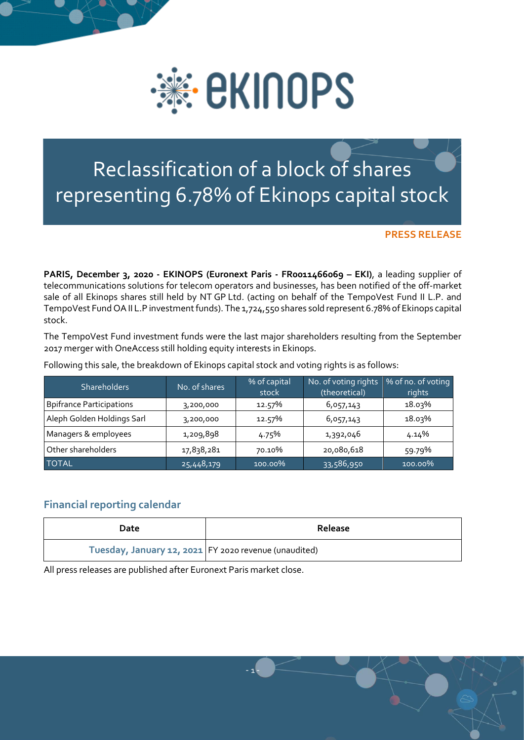# Reclassification of a block of shares representing 6.78% of Ekinops capital stock

**PRESS RELEASE**

**PARIS, December 3, 2020 - EKINOPS (Euronext Paris - FR0011466069 – EKI)**, a leading supplier of telecommunications solutions for telecom operators and businesses, has been notified of the off-market sale of all Ekinops shares still held by NT GP Ltd. (acting on behalf of the TempoVest Fund II L.P. and TempoVest Fund OA II L.P investment funds). The 1,724,550 shares sold represent 6.78% of Ekinops capital stock.

The TempoVest Fund investment funds were the last major shareholders resulting from the September 2017 merger with OneAccess still holding equity interests in Ekinops.

Following this sale, the breakdown of Ekinops capital stock and voting rights is as follows:

| Shareholders | No. of shares | % of capital stock | No. of voting rights (theoretical) | % of no. of voting rights |
|---|---|---|---|---|
| Bpifrance Participations | 3,200,000 | 12.57% | 6,057,143 | 18.03% |
| Aleph Golden Holdings Sarl | 3,200,000 | 12.57% | 6,057,143 | 18.03% |
| Managers & employees | 1,209,898 | 4.75% | 1,392,046 | 4.14% |
| Other shareholders | 17,838,281 | 70.10% | 20,080,618 | 59.79% |
| TOTAL | 25,448,179 | 100.00% | 33,586,950 | 100.00% |

## Financial reporting calendar

| Date | Release |
|---|---|
| Tuesday, January 12, 2021 | FY 2020 revenue (unaudited) |

All press releases are published after Euronext Paris market close.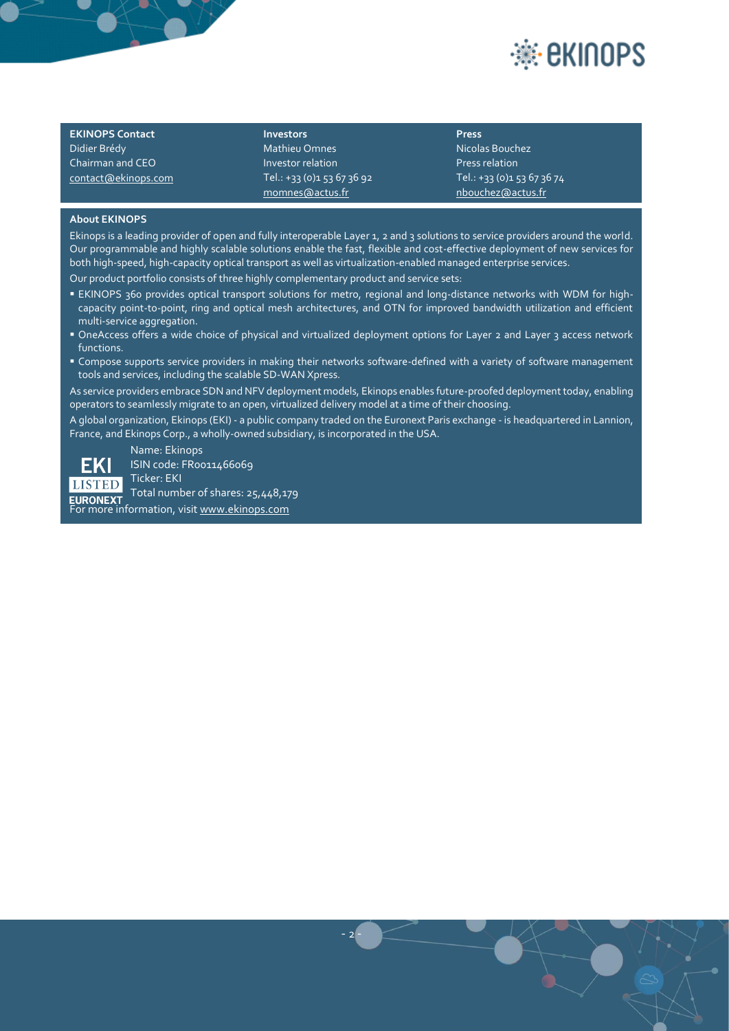| EKINOPS Contact | Investors | Press |
|---|---|---|
| Didier Brédy | Mathieu Omnes | Nicolas Bouchez |
| Chairman and CEO | Investor relation | Press relation |
| contact@ekinops.com | Tel.: +33 (0)1 53 67 36 92 | Tel.: +33 (0)1 53 67 36 74 |
| | momnes@actus.fr | nbouchez@actus.fr |

**About EKINOPS**

Ekinops is a leading provider of open and fully interoperable Layer 1, 2 and 3 solutions to service providers around the world. Our programmable and highly scalable solutions enable the fast, flexible and cost-effective deployment of new services for both high-speed, high-capacity optical transport as well as virtualization-enabled managed enterprise services.

Our product portfolio consists of three highly complementary product and service sets:

- EKINOPS 360 provides optical transport solutions for metro, regional and long-distance networks with WDM for high-capacity point-to-point, ring and optical mesh architectures, and OTN for improved bandwidth utilization and efficient multi-service aggregation.
- OneAccess offers a wide choice of physical and virtualized deployment options for Layer 2 and Layer 3 access network functions.
- Compose supports service providers in making their networks software-defined with a variety of software management tools and services, including the scalable SD-WAN Xpress.

As service providers embrace SDN and NFV deployment models, Ekinops enables future-proofed deployment today, enabling operators to seamlessly migrate to an open, virtualized delivery model at a time of their choosing.

A global organization, Ekinops (EKI) - a public company traded on the Euronext Paris exchange - is headquartered in Lannion, France, and Ekinops Corp., a wholly-owned subsidiary, is incorporated in the USA.

EKI LISTED EURONEXT

Name: Ekinops
ISIN code: FR0011466069
Ticker: EKI
Total number of shares: 25,448,179

For more information, visit www.ekinops.com